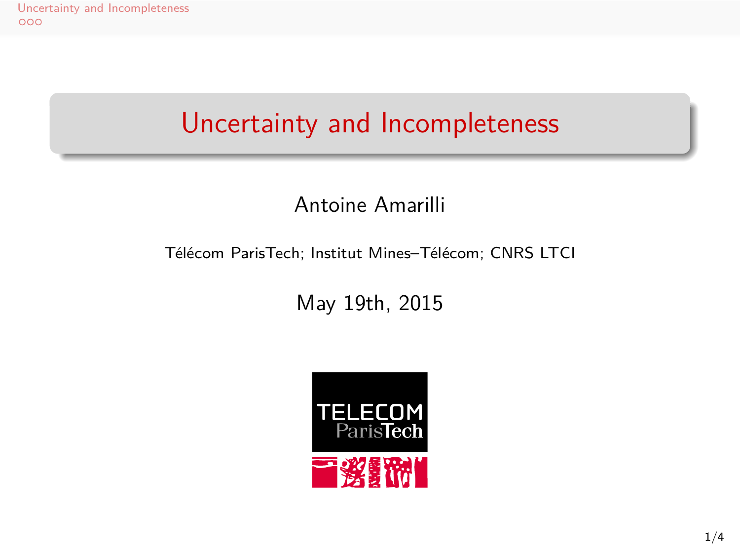# Uncertainty and Incompleteness

Antoine Amarilli

Télécom ParisTech; Institut Mines–Télécom; CNRS LTCI

May 19th, 2015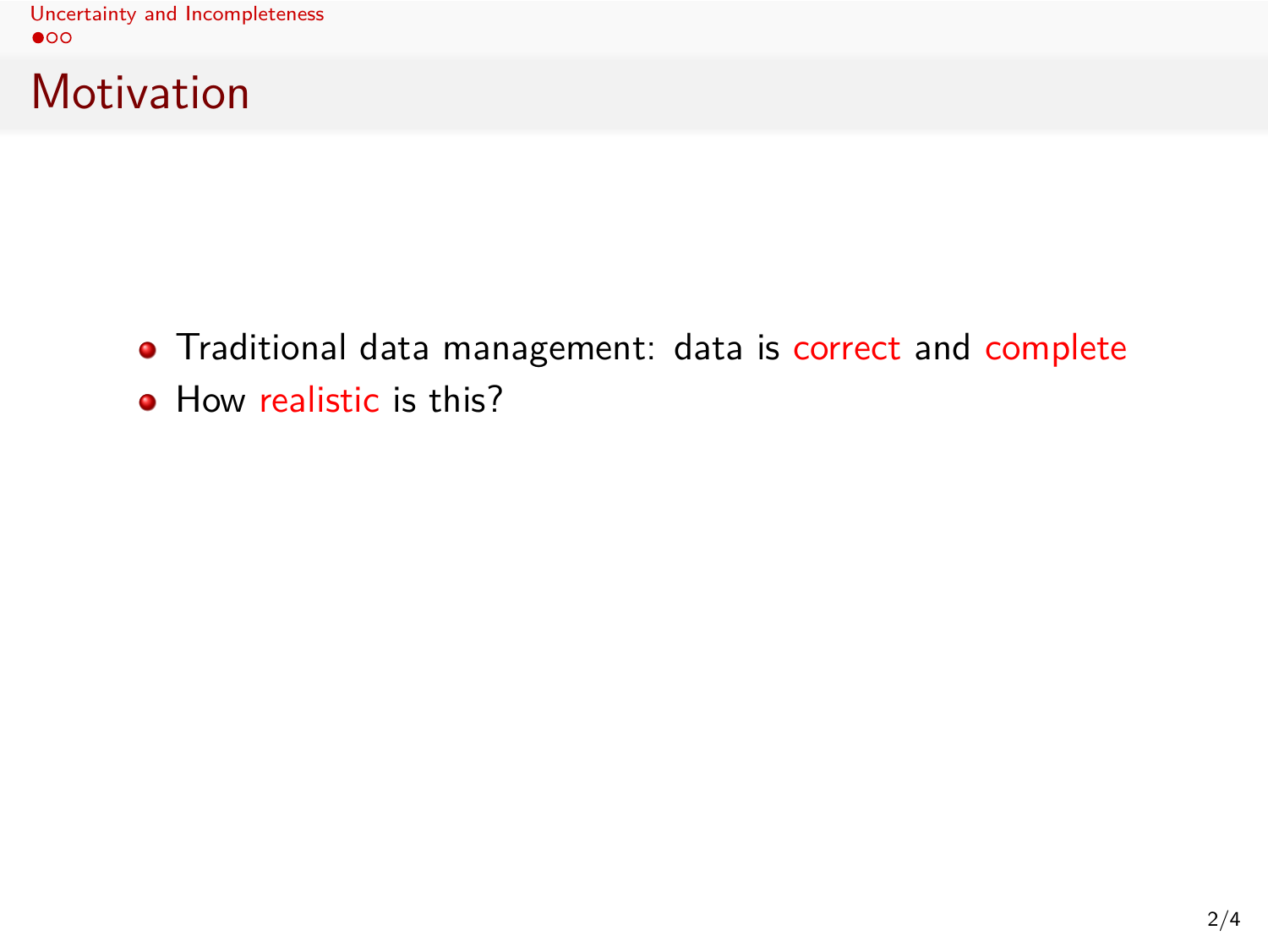# Motivation

- Traditional data management: data is correct and complete
- How realistic is this?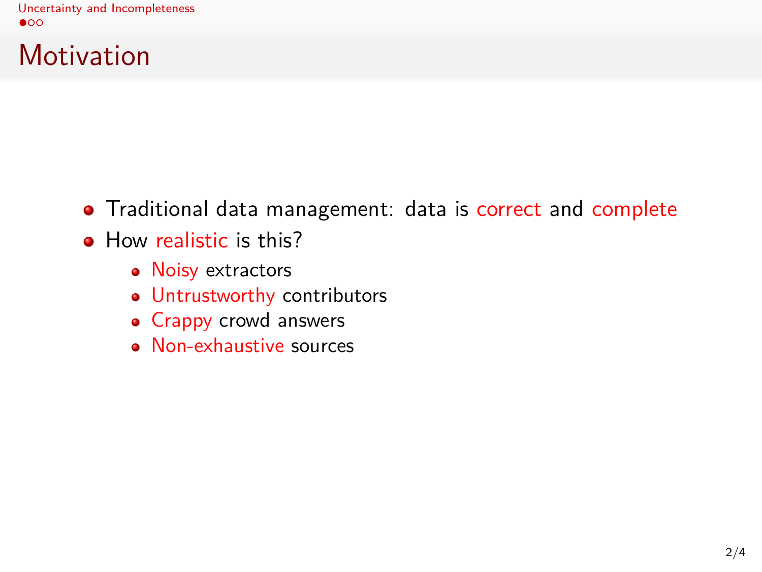# Motivation

- Traditional data management: data is correct and complete
- How realistic is this?
  - Noisy extractors
  - Untrustworthy contributors
  - Crappy crowd answers
  - Non-exhaustive sources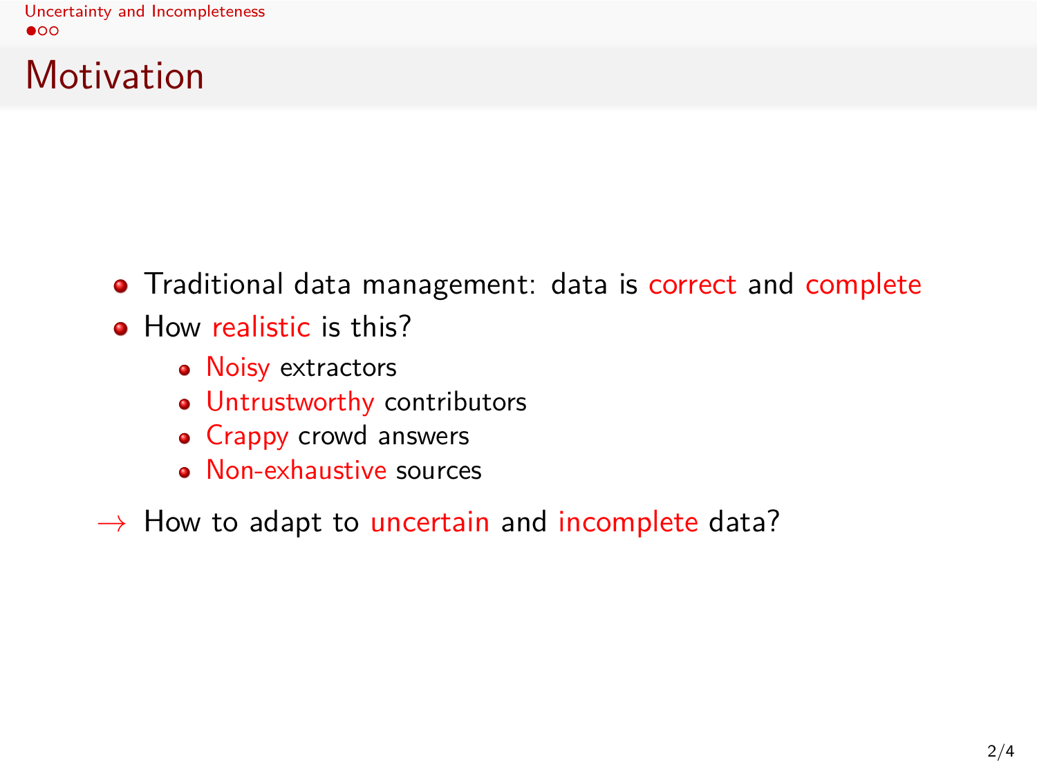# Motivation

- Traditional data management: data is correct and complete
- How realistic is this?
  - Noisy extractors
  - Untrustworthy contributors
  - Crappy crowd answers
  - Non-exhaustive sources

$\rightarrow$ How to adapt to uncertain and incomplete data?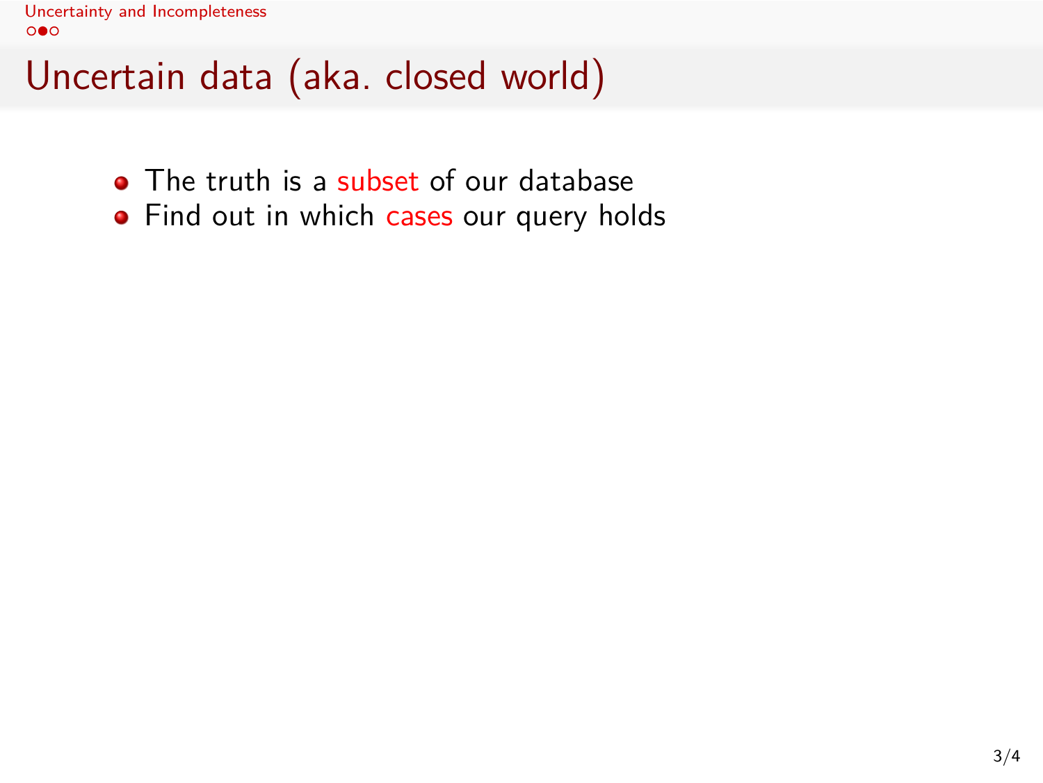# Uncertain data (aka. closed world)

- The truth is a subset of our database
- Find out in which cases our query holds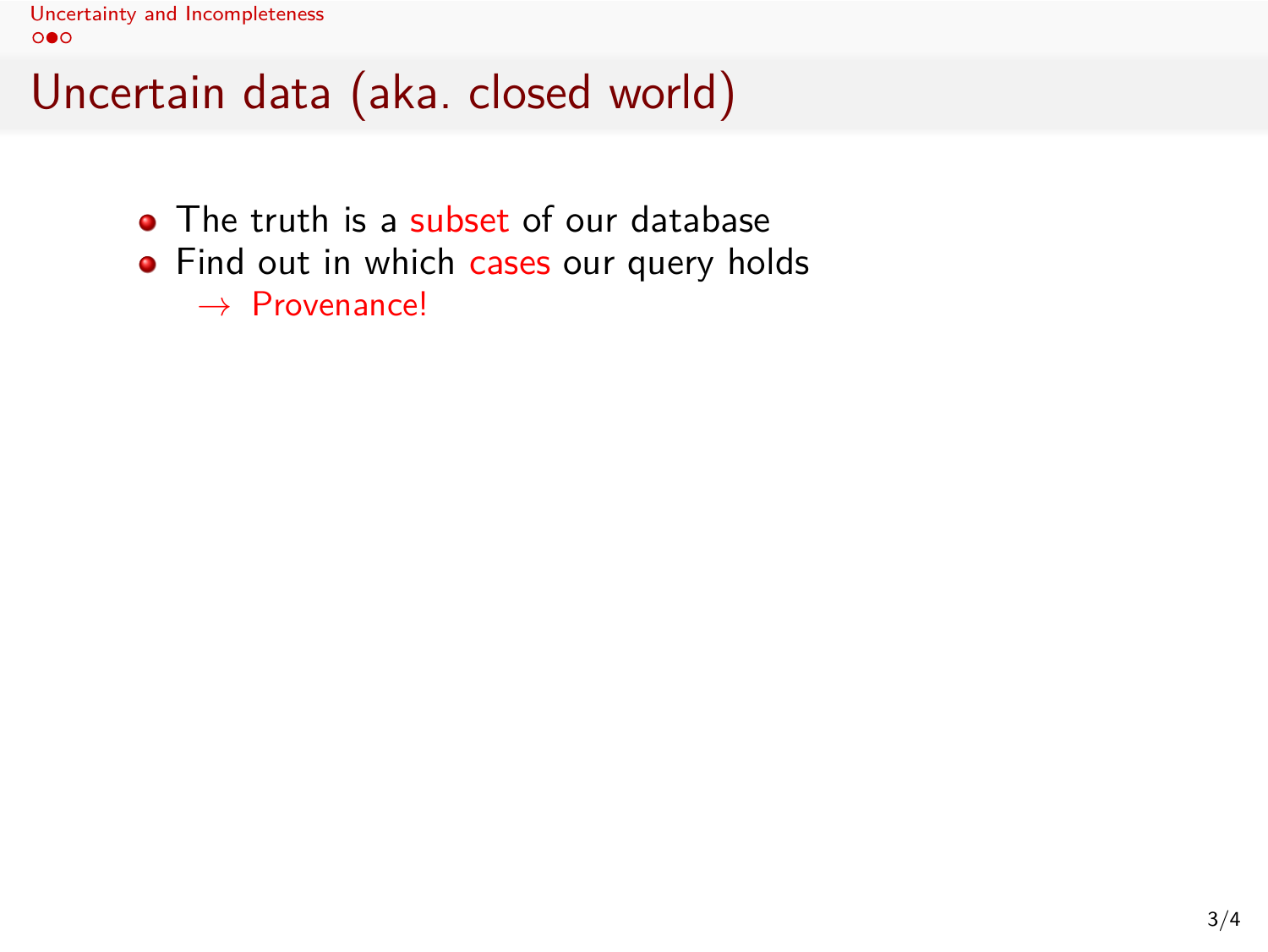# Uncertain data (aka. closed world)

- The truth is a subset of our database
- Find out in which cases our query holds
  $\rightarrow$ Provenance!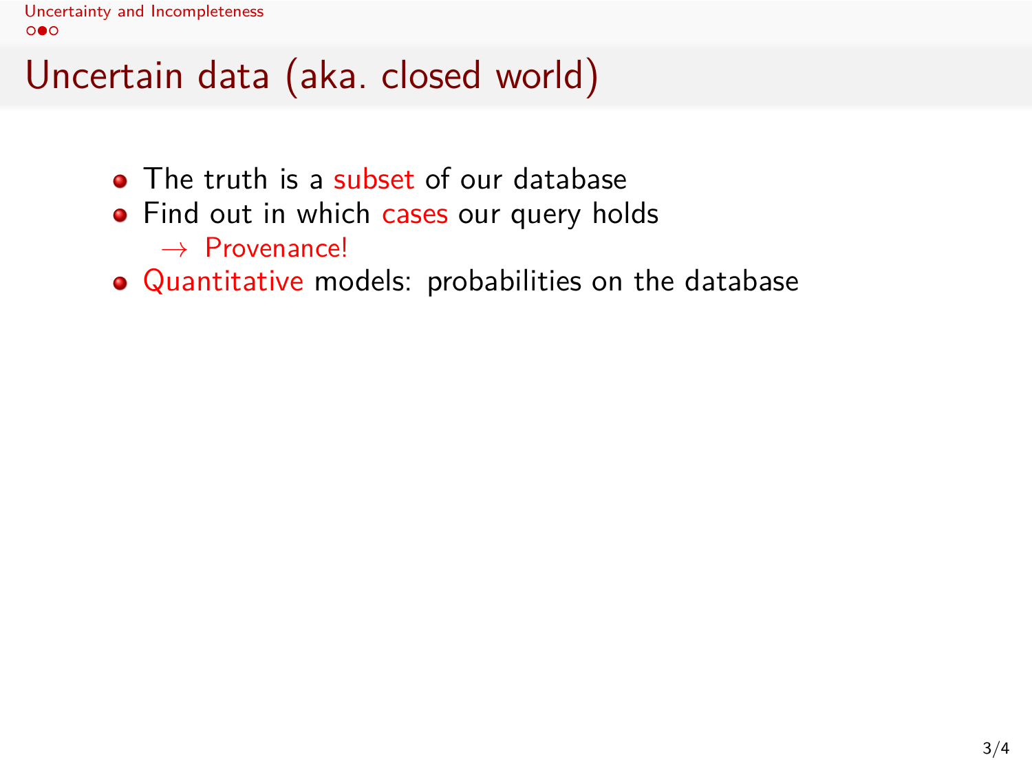# Uncertain data (aka. closed world)

- The truth is a subset of our database
- Find out in which cases our query holds
  
  $\rightarrow$ Provenance!
- Quantitative models: probabilities on the database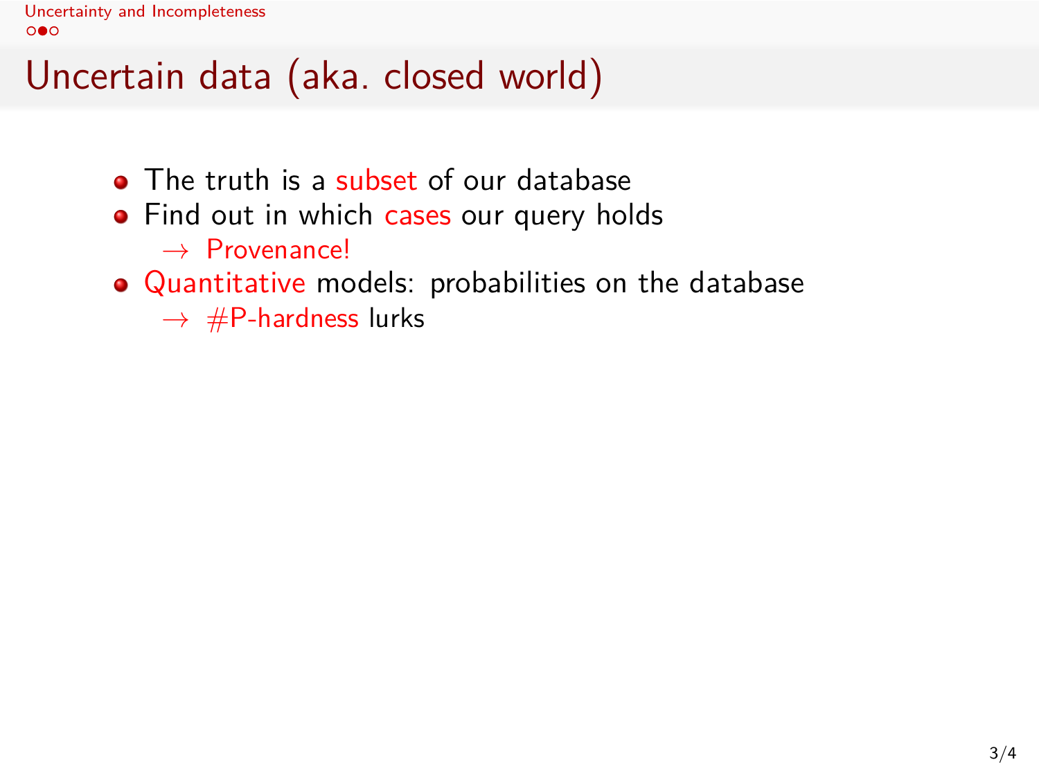## Uncertain data (aka. closed world)

- The truth is a subset of our database
- Find out in which cases our query holds
  $\rightarrow$ Provenance!
- Quantitative models: probabilities on the database
  $\rightarrow$ #P-hardness lurks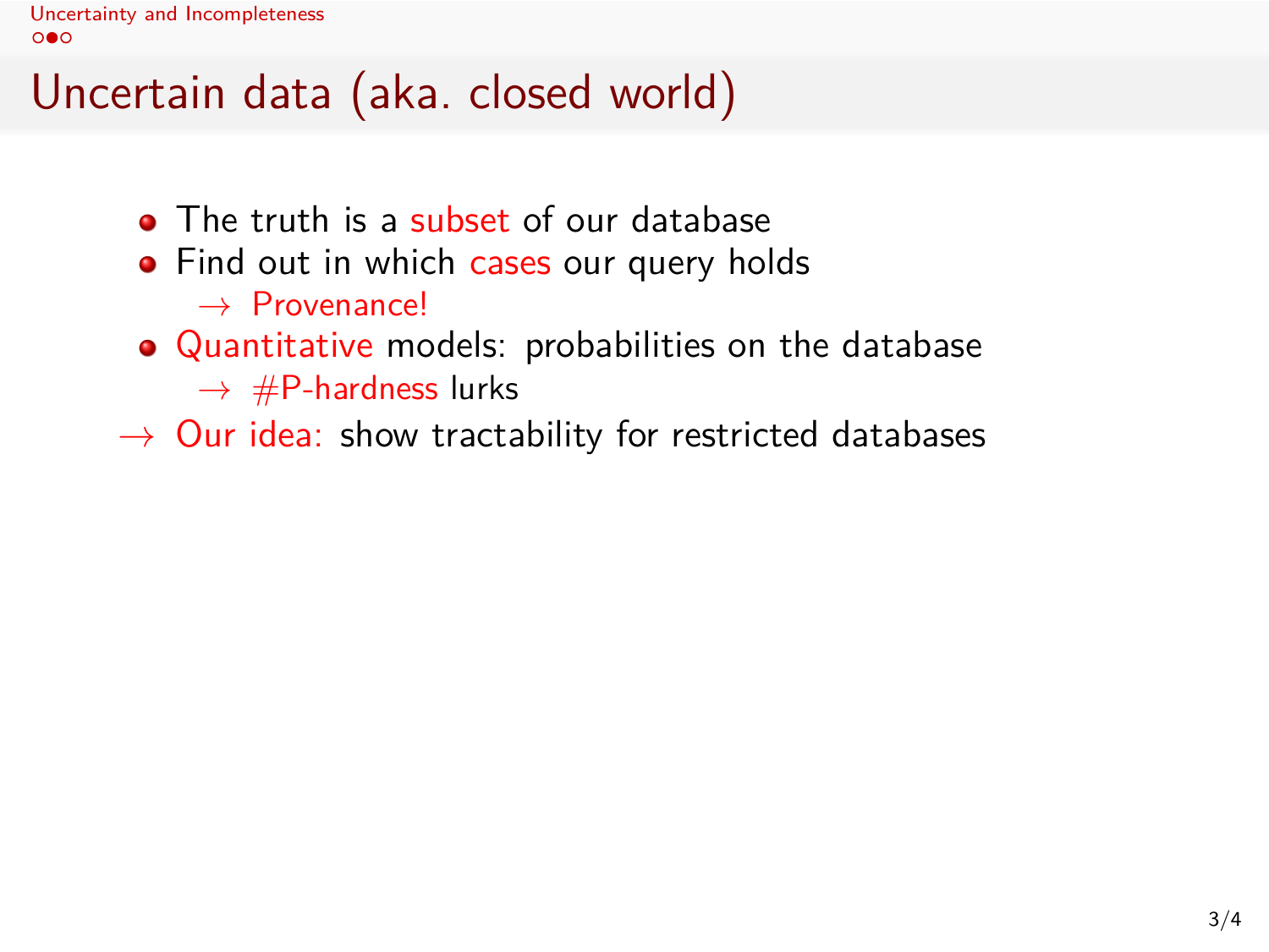# Uncertain data (aka. closed world)

- The truth is a subset of our database
- Find out in which cases our query holds
  - → Provenance!
- Quantitative models: probabilities on the database
  - → #P-hardness lurks

→ Our idea: show tractability for restricted databases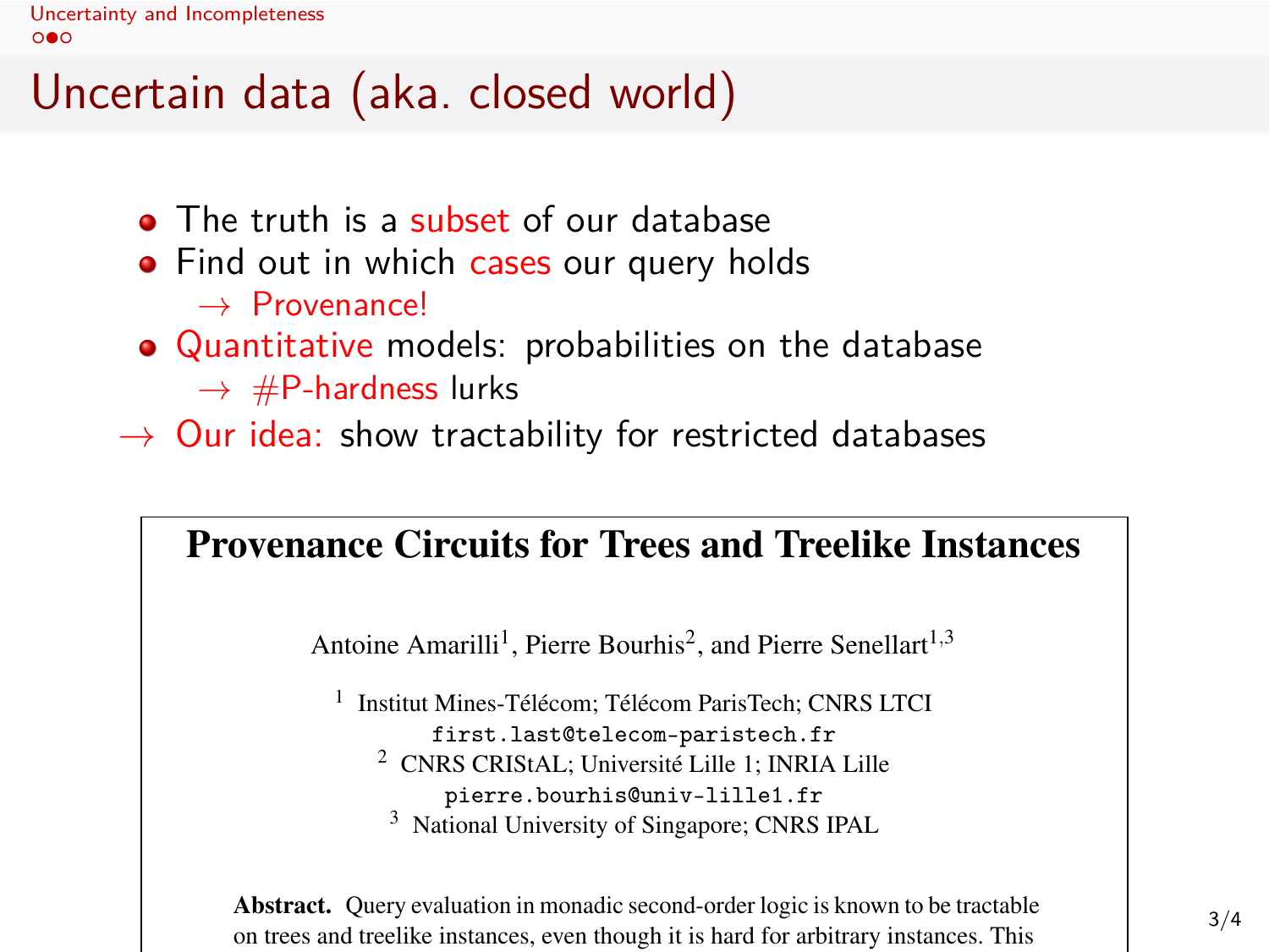# Uncertain data (aka. closed world)

- The truth is a subset of our database
- Find out in which cases our query holds
  - → Provenance!
- Quantitative models: probabilities on the database
  - → #P-hardness lurks

→ Our idea: show tractability for restricted databases

## Provenance Circuits for Trees and Treelike Instances

Antoine Amarilli[1], Pierre Bourhis[2], and Pierre Senellart[1,3]

[1] Institut Mines-Télécom; Télécom ParisTech; CNRS LTCI
`first.last@telecom-paristech.fr`
[2] CNRS CRIStAL; Université Lille 1; INRIA Lille
`pierre.bourhis@univ-lille1.fr`
[3] National University of Singapore; CNRS IPAL

**Abstract.** Query evaluation in monadic second-order logic is known to be tractable on trees and treelike instances, even though it is hard for arbitrary instances. This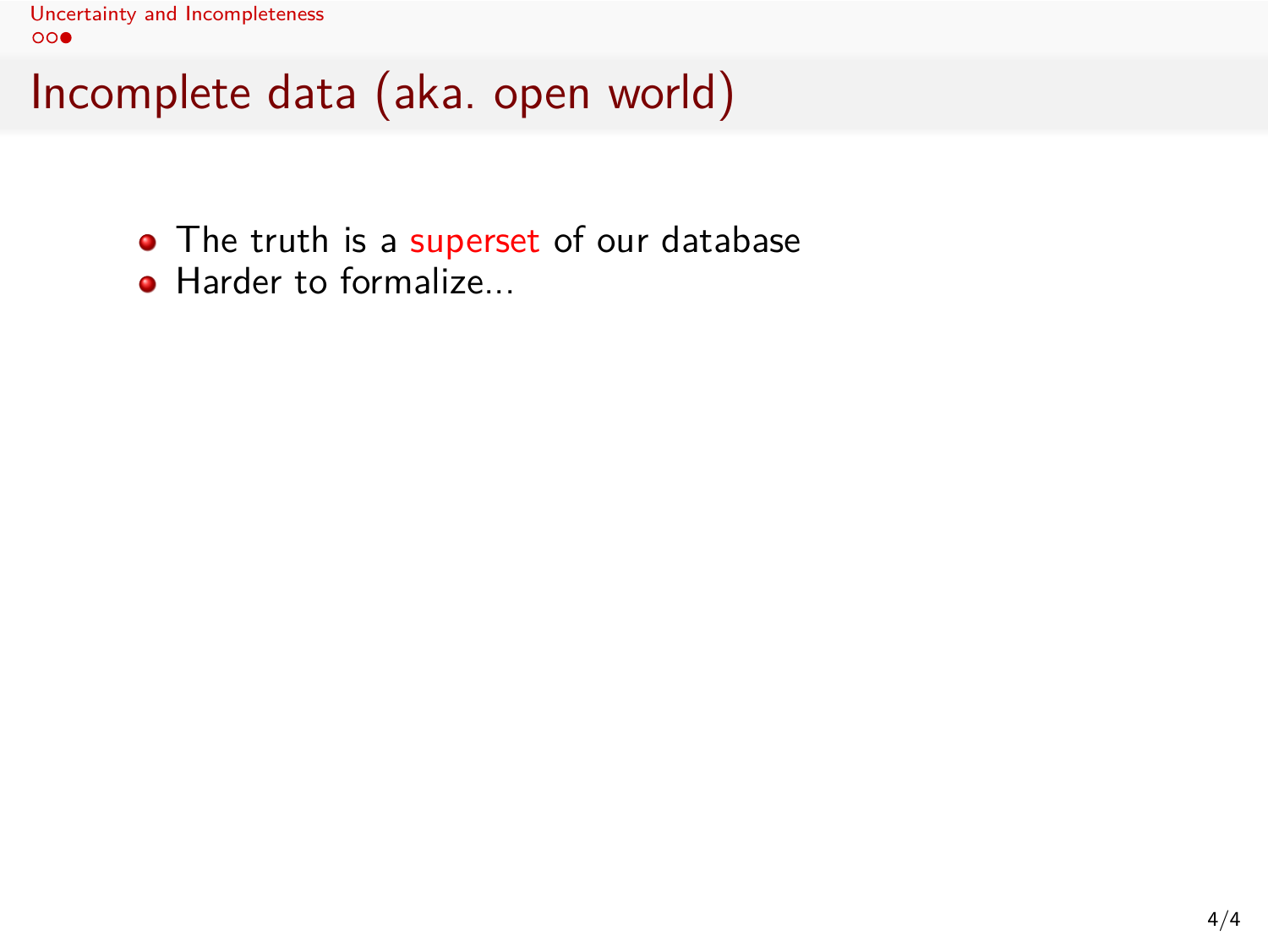# Incomplete data (aka. open world)

- The truth is a superset of our database
- Harder to formalize...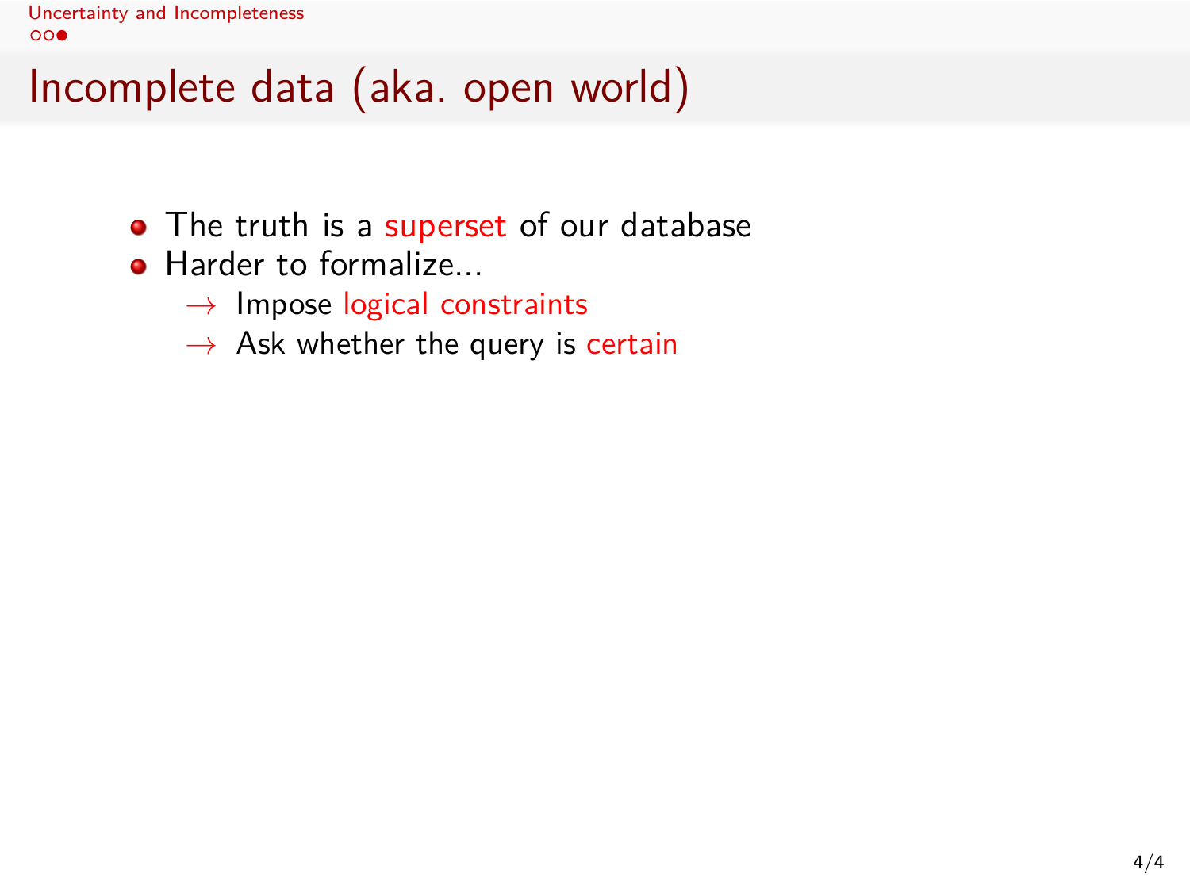# Incomplete data (aka. open world)

- The truth is a superset of our database
- Harder to formalize...
  - → Impose logical constraints
  - → Ask whether the query is certain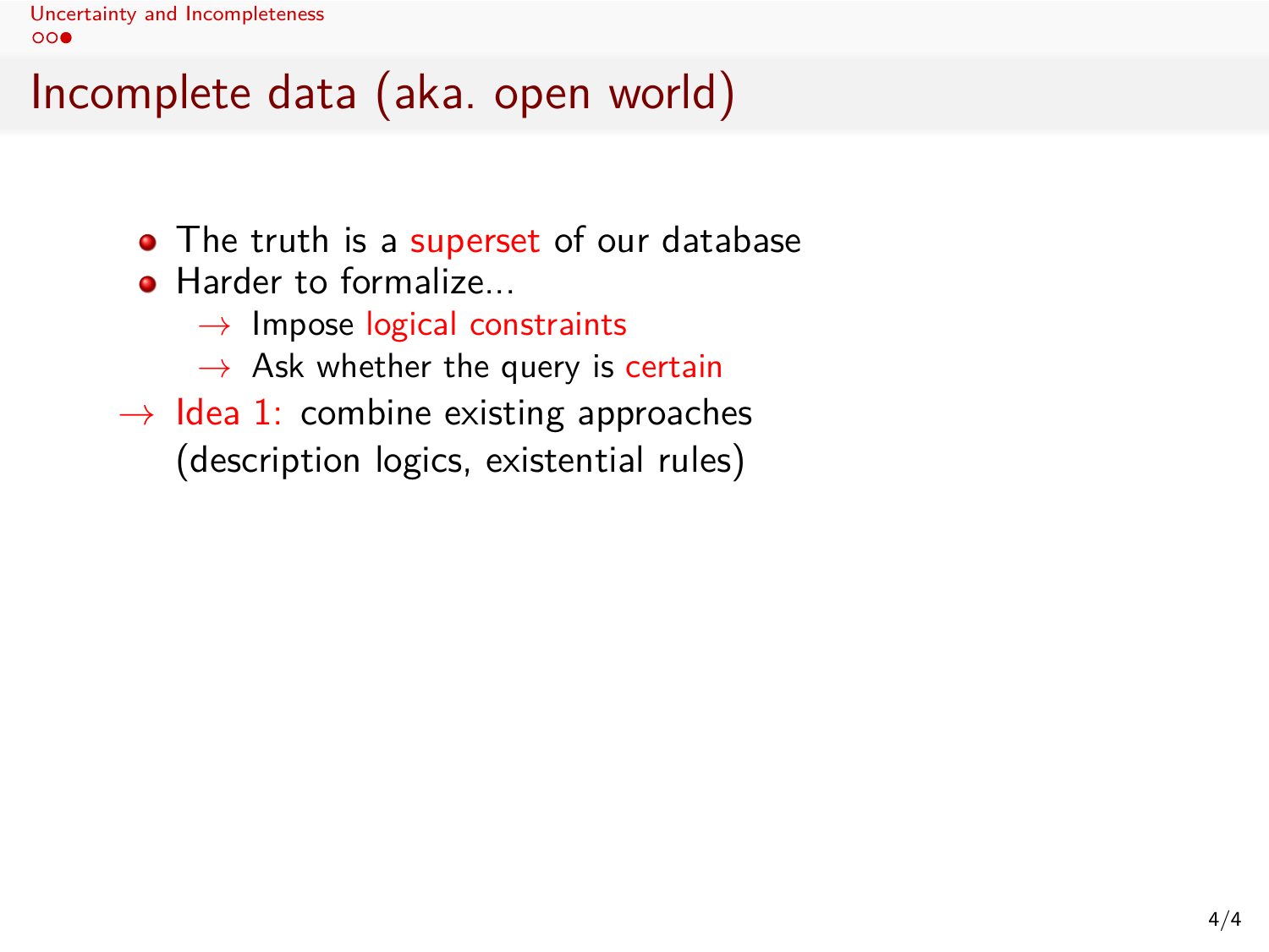# Incomplete data (aka. open world)

- The truth is a superset of our database
- Harder to formalize...
  - → Impose logical constraints
  - → Ask whether the query is certain

→ Idea 1: combine existing approaches (description logics, existential rules)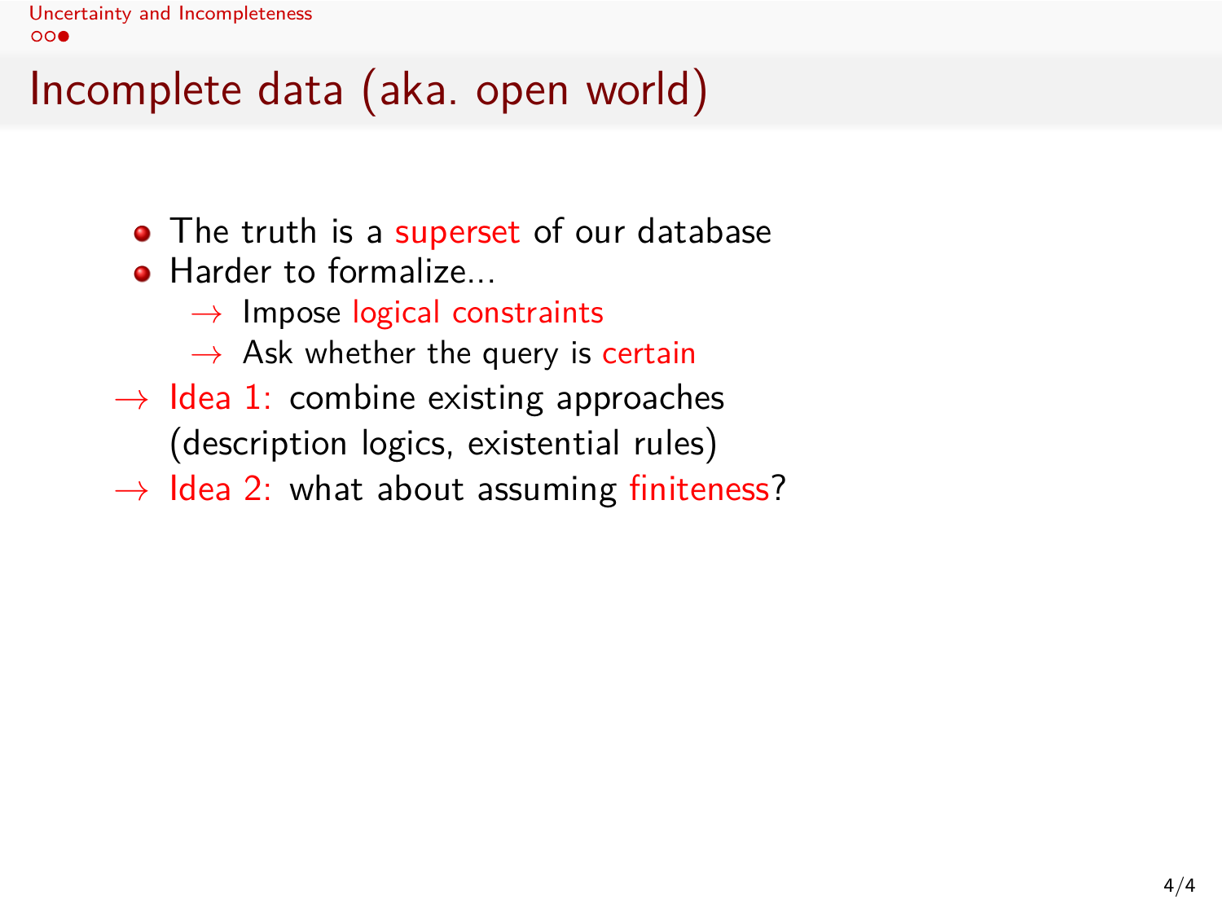# Incomplete data (aka. open world)

- The truth is a superset of our database
- Harder to formalize...
  - → Impose logical constraints
  - → Ask whether the query is certain

→ Idea 1: combine existing approaches (description logics, existential rules)

→ Idea 2: what about assuming finiteness?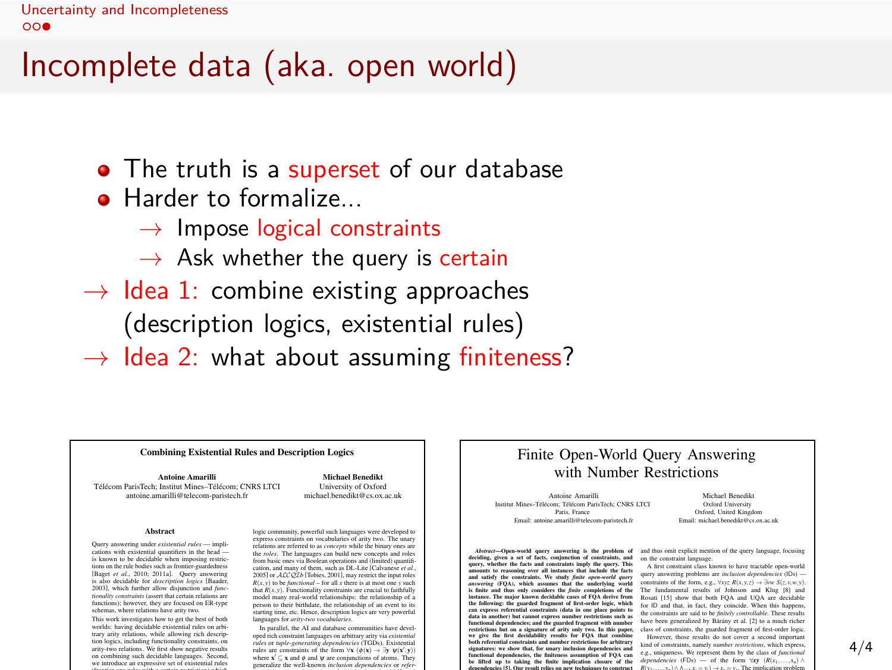# Incomplete data (aka. open world)

- The truth is a superset of our database
- Harder to formalize...
  - $\rightarrow$ Impose logical constraints
  - $\rightarrow$ Ask whether the query is certain

$\rightarrow$ Idea 1: combine existing approaches (description logics, existential rules)

$\rightarrow$ Idea 2: what about assuming finiteness?

**Combining Existential Rules and Description Logics**

Antoine Amarilli, Télécom ParisTech; Institut Mines–Télécom; CNRS LTCI, antoine.amarilli@telecom-paristech.fr

Michael Benedikt, University of Oxford, michael.benedikt@cs.ox.ac.uk

**Finite Open-World Query Answering with Number Restrictions**

Antoine Amarilli, Institut Mines–Télécom; Télécom ParisTech; CNRS LTCI, Paris, France, Email: antoine.amarilli@telecom-paristech.fr

Michael Benedikt, Oxford University, Oxford, United Kingdom, Email: michael.benedikt@cs.ox.ac.uk